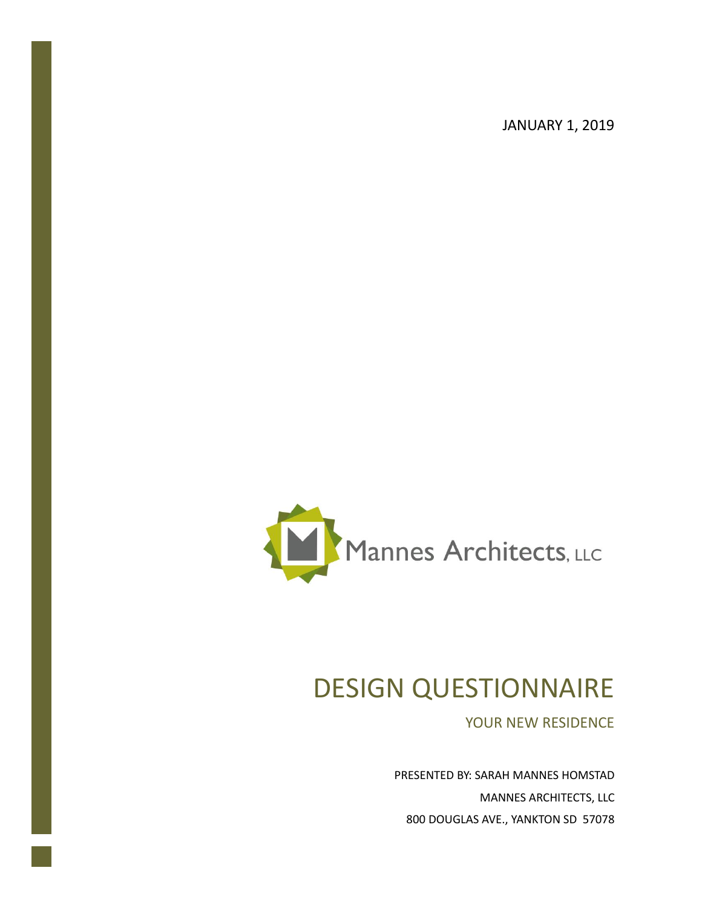JANUARY 1, 2019

Mannes Architects, LLC

# DESIGN QUESTIONNAIRE

## YOUR NEW RESIDENCE

PRESENTED BY: SARAH MANNES HOMSTAD

MANNES ARCHITECTS, LLC

800 DOUGLAS AVE., YANKTON SD 57078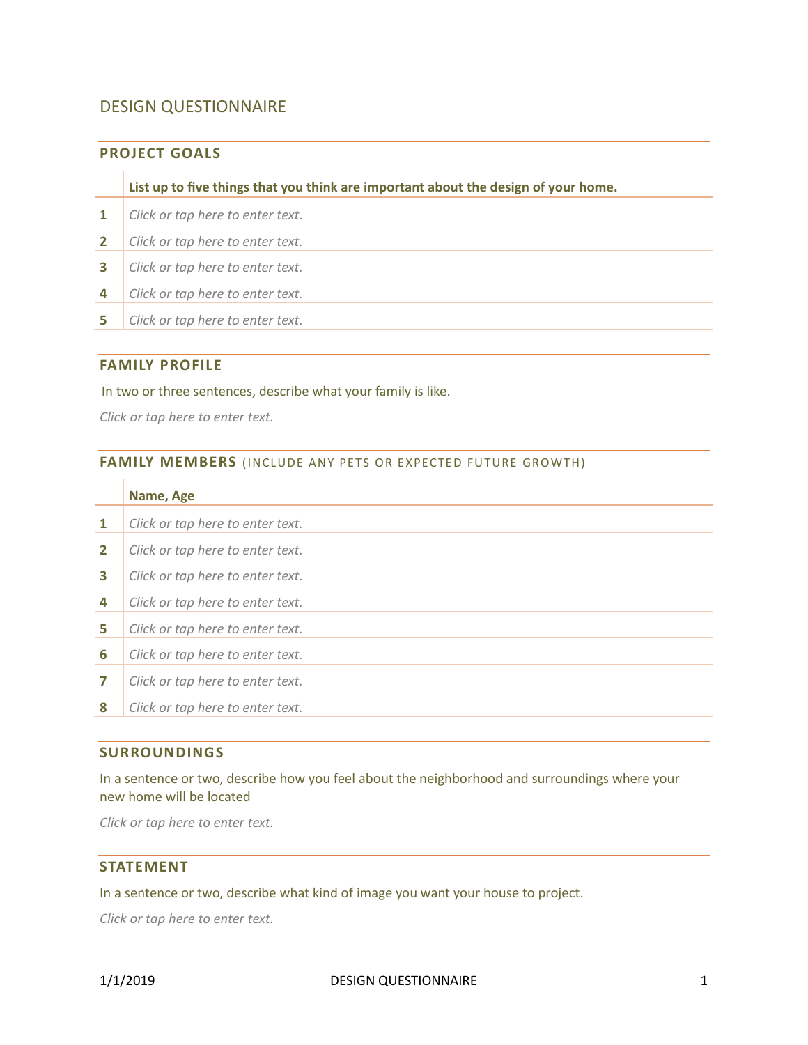# DESIGN QUESTIONNAIRE

## PROJECT GOALS

| | **List up to five things that you think are important about the design of your home.** |
|---|---|
| **1** | *Click or tap here to enter text.* |
| **2** | *Click or tap here to enter text.* |
| **3** | *Click or tap here to enter text.* |
| **4** | *Click or tap here to enter text.* |
| **5** | *Click or tap here to enter text.* |

## FAMILY PROFILE

In two or three sentences, describe what your family is like.

*Click or tap here to enter text.*

## FAMILY MEMBERS (INCLUDE ANY PETS OR EXPECTED FUTURE GROWTH)

| | **Name, Age** |
|---|---|
| **1** | *Click or tap here to enter text.* |
| **2** | *Click or tap here to enter text.* |
| **3** | *Click or tap here to enter text.* |
| **4** | *Click or tap here to enter text.* |
| **5** | *Click or tap here to enter text.* |
| **6** | *Click or tap here to enter text.* |
| **7** | *Click or tap here to enter text.* |
| **8** | *Click or tap here to enter text.* |

## SURROUNDINGS

In a sentence or two, describe how you feel about the neighborhood and surroundings where your new home will be located

*Click or tap here to enter text.*

## STATEMENT

In a sentence or two, describe what kind of image you want your house to project.

*Click or tap here to enter text.*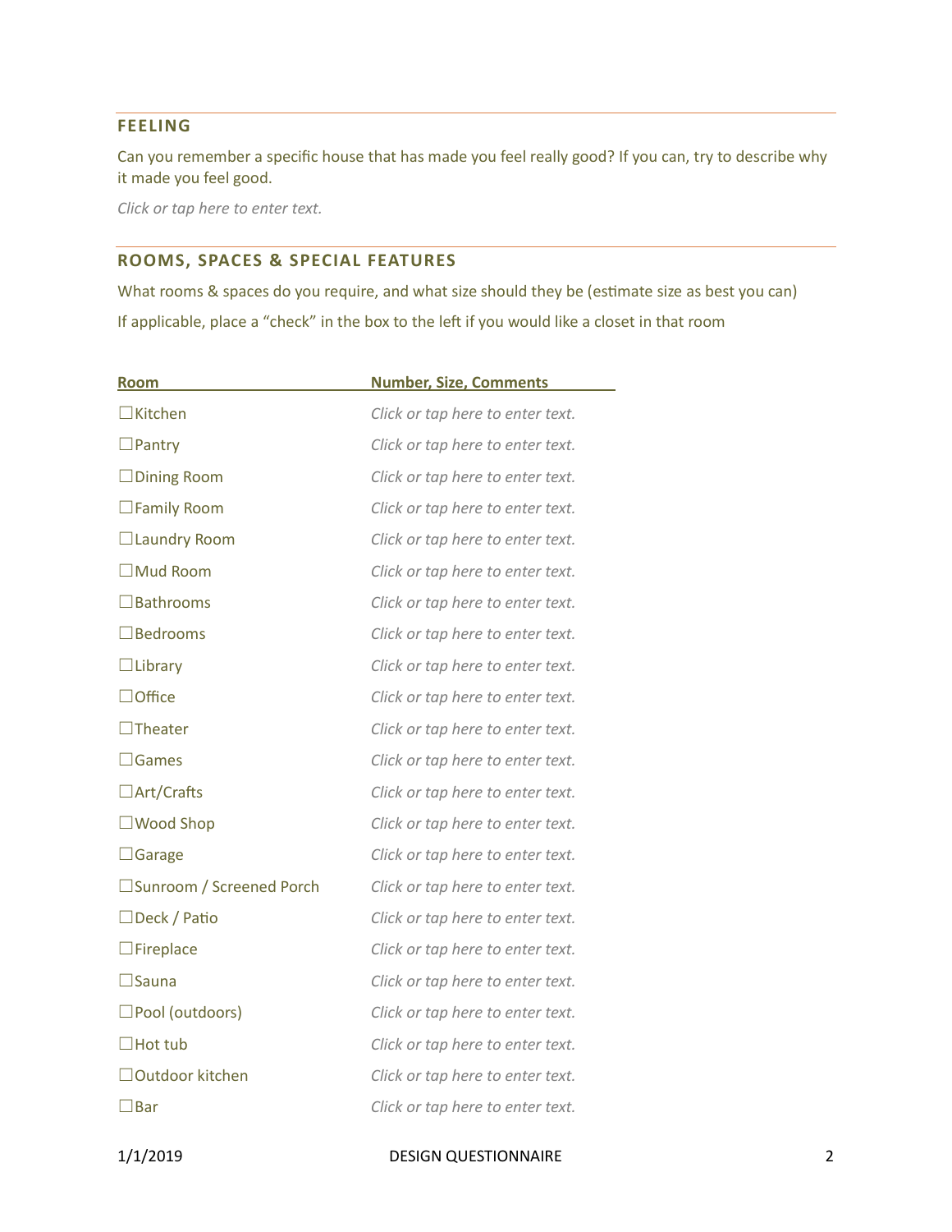## FEELING

Can you remember a specific house that has made you feel really good? If you can, try to describe why it made you feel good.

*Click or tap here to enter text.*

## ROOMS, SPACES & SPECIAL FEATURES

What rooms & spaces do you require, and what size should they be (estimate size as best you can)

If applicable, place a “check” in the box to the left if you would like a closet in that room

| Room | Number, Size, Comments |
|---|---|
| ☐Kitchen | *Click or tap here to enter text.* |
| ☐Pantry | *Click or tap here to enter text.* |
| ☐Dining Room | *Click or tap here to enter text.* |
| ☐Family Room | *Click or tap here to enter text.* |
| ☐Laundry Room | *Click or tap here to enter text.* |
| ☐Mud Room | *Click or tap here to enter text.* |
| ☐Bathrooms | *Click or tap here to enter text.* |
| ☐Bedrooms | *Click or tap here to enter text.* |
| ☐Library | *Click or tap here to enter text.* |
| ☐Office | *Click or tap here to enter text.* |
| ☐Theater | *Click or tap here to enter text.* |
| ☐Games | *Click or tap here to enter text.* |
| ☐Art/Crafts | *Click or tap here to enter text.* |
| ☐Wood Shop | *Click or tap here to enter text.* |
| ☐Garage | *Click or tap here to enter text.* |
| ☐Sunroom / Screened Porch | *Click or tap here to enter text.* |
| ☐Deck / Patio | *Click or tap here to enter text.* |
| ☐Fireplace | *Click or tap here to enter text.* |
| ☐Sauna | *Click or tap here to enter text.* |
| ☐Pool (outdoors) | *Click or tap here to enter text.* |
| ☐Hot tub | *Click or tap here to enter text.* |
| ☐Outdoor kitchen | *Click or tap here to enter text.* |
| ☐Bar | *Click or tap here to enter text.* |